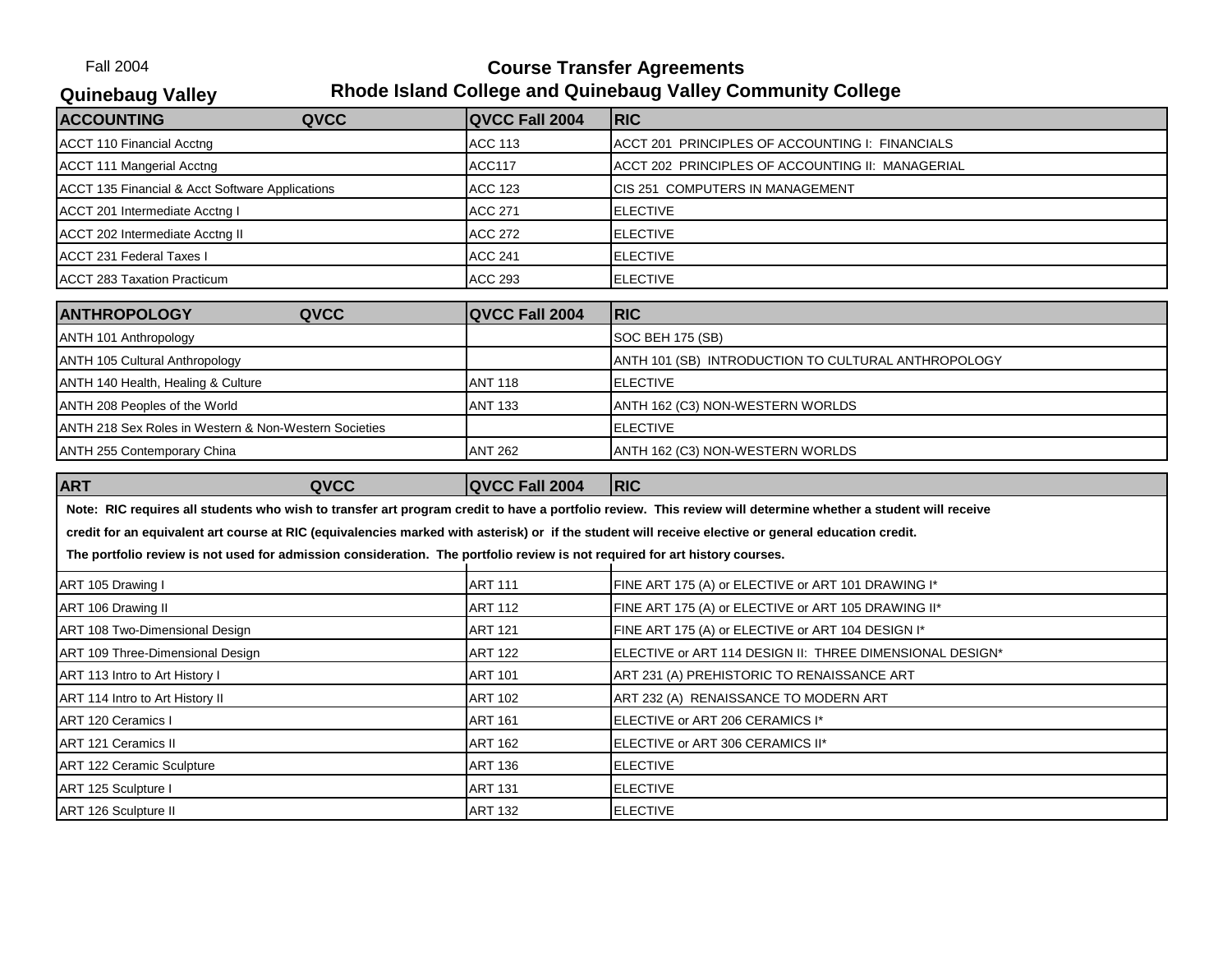Fall 2004

# Course Transfer Agreements

## Rhode Island College and Quinebaug Valley Community College

**Quinebaug Valley**

| ACCOUNTING QVCC | QVCC Fall 2004 | RIC |
|---|---|---|
| ACCT 110 Financial Acctng | ACC 113 | ACCT 201 PRINCIPLES OF ACCOUNTING I: FINANCIALS |
| ACCT 111 Mangerial Acctng | ACC117 | ACCT 202 PRINCIPLES OF ACCOUNTING II: MANAGERIAL |
| ACCT 135 Financial & Acct Software Applications | ACC 123 | CIS 251 COMPUTERS IN MANAGEMENT |
| ACCT 201 Intermediate Acctng I | ACC 271 | ELECTIVE |
| ACCT 202 Intermediate Acctng II | ACC 272 | ELECTIVE |
| ACCT 231 Federal Taxes I | ACC 241 | ELECTIVE |
| ACCT 283 Taxation Practicum | ACC 293 | ELECTIVE |

| ANTHROPOLOGY QVCC | QVCC Fall 2004 | RIC |
|---|---|---|
| ANTH 101 Anthropology | | SOC BEH 175 (SB) |
| ANTH 105 Cultural Anthropology | | ANTH 101 (SB) INTRODUCTION TO CULTURAL ANTHROPOLOGY |
| ANTH 140 Health, Healing & Culture | ANT 118 | ELECTIVE |
| ANTH 208 Peoples of the World | ANT 133 | ANTH 162 (C3) NON-WESTERN WORLDS |
| ANTH 218 Sex Roles in Western & Non-Western Societies | | ELECTIVE |
| ANTH 255 Contemporary China | ANT 262 | ANTH 162 (C3) NON-WESTERN WORLDS |

| ART QVCC | QVCC Fall 2004 | RIC |
|---|---|---|
| **Note: RIC requires all students who wish to transfer art program credit to have a portfolio review. This review will determine whether a student will receive credit for an equivalent art course at RIC (equivalencies marked with asterisk) or if the student will receive elective or general education credit. The portfolio review is not used for admission consideration. The portfolio review is not required for art history courses.** | | |
| ART 105 Drawing I | ART 111 | FINE ART 175 (A) or ELECTIVE or ART 101 DRAWING I* |
| ART 106 Drawing II | ART 112 | FINE ART 175 (A) or ELECTIVE or ART 105 DRAWING II* |
| ART 108 Two-Dimensional Design | ART 121 | FINE ART 175 (A) or ELECTIVE or ART 104 DESIGN I* |
| ART 109 Three-Dimensional Design | ART 122 | ELECTIVE or ART 114 DESIGN II: THREE DIMENSIONAL DESIGN* |
| ART 113 Intro to Art History I | ART 101 | ART 231 (A) PREHISTORIC TO RENAISSANCE ART |
| ART 114 Intro to Art History II | ART 102 | ART 232 (A) RENAISSANCE TO MODERN ART |
| ART 120 Ceramics I | ART 161 | ELECTIVE or ART 206 CERAMICS I* |
| ART 121 Ceramics II | ART 162 | ELECTIVE or ART 306 CERAMICS II* |
| ART 122 Ceramic Sculpture | ART 136 | ELECTIVE |
| ART 125 Sculpture I | ART 131 | ELECTIVE |
| ART 126 Sculpture II | ART 132 | ELECTIVE |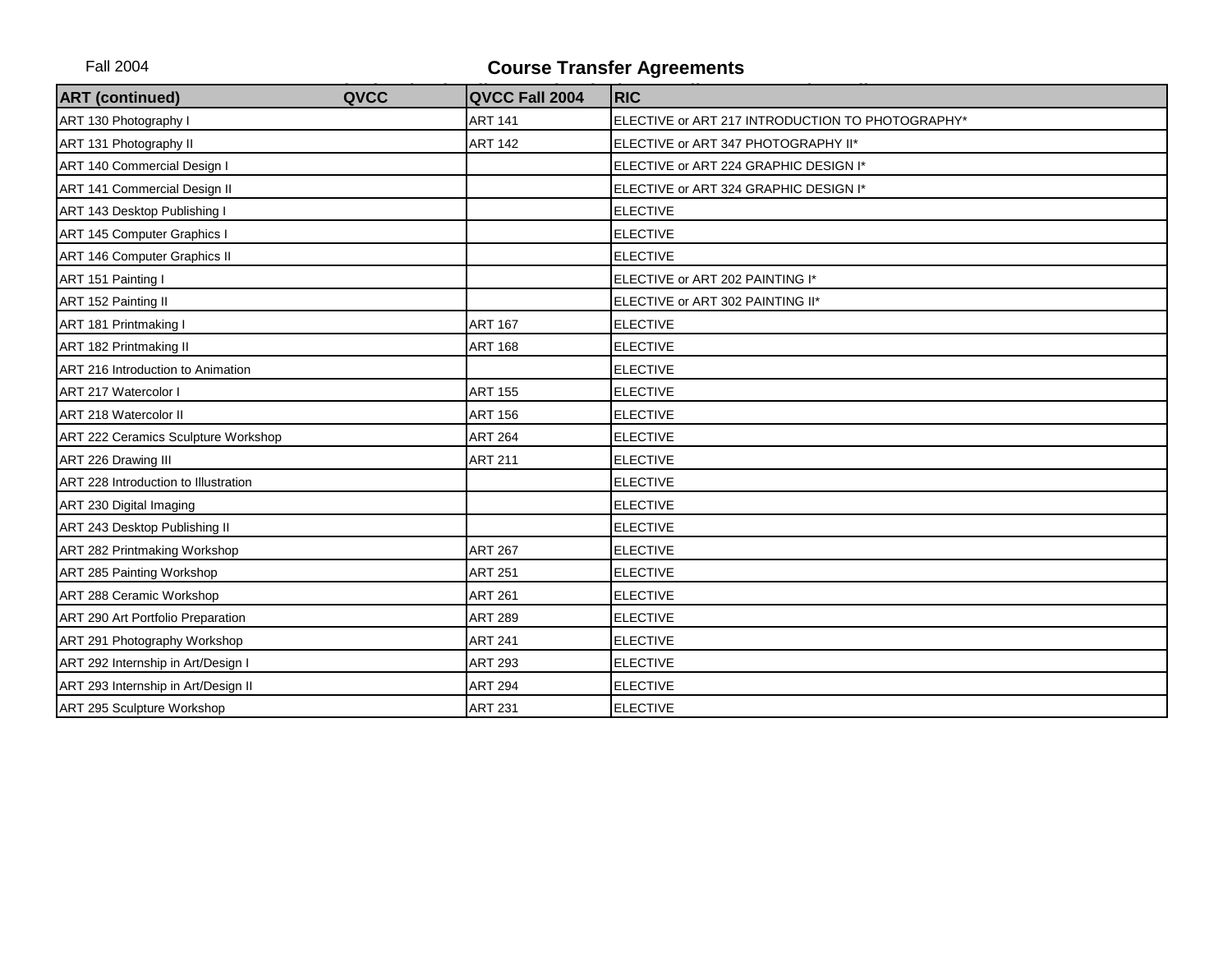Fall 2004

# Course Transfer Agreements

| ART (continued) QVCC | QVCC Fall 2004 | RIC |
|---|---|---|
| ART 130 Photography I | ART 141 | ELECTIVE or ART 217 INTRODUCTION TO PHOTOGRAPHY* |
| ART 131 Photography II | ART 142 | ELECTIVE or ART 347 PHOTOGRAPHY II* |
| ART 140 Commercial Design I | | ELECTIVE or ART 224 GRAPHIC DESIGN I* |
| ART 141 Commercial Design II | | ELECTIVE or ART 324 GRAPHIC DESIGN I* |
| ART 143 Desktop Publishing I | | ELECTIVE |
| ART 145 Computer Graphics I | | ELECTIVE |
| ART 146 Computer Graphics II | | ELECTIVE |
| ART 151 Painting I | | ELECTIVE or ART 202 PAINTING I* |
| ART 152 Painting II | | ELECTIVE or ART 302 PAINTING II* |
| ART 181 Printmaking I | ART 167 | ELECTIVE |
| ART 182 Printmaking II | ART 168 | ELECTIVE |
| ART 216 Introduction to Animation | | ELECTIVE |
| ART 217 Watercolor I | ART 155 | ELECTIVE |
| ART 218 Watercolor II | ART 156 | ELECTIVE |
| ART 222 Ceramics Sculpture Workshop | ART 264 | ELECTIVE |
| ART 226 Drawing III | ART 211 | ELECTIVE |
| ART 228 Introduction to Illustration | | ELECTIVE |
| ART 230 Digital Imaging | | ELECTIVE |
| ART 243 Desktop Publishing II | | ELECTIVE |
| ART 282 Printmaking Workshop | ART 267 | ELECTIVE |
| ART 285 Painting Workshop | ART 251 | ELECTIVE |
| ART 288 Ceramic Workshop | ART 261 | ELECTIVE |
| ART 290 Art Portfolio Preparation | ART 289 | ELECTIVE |
| ART 291 Photography Workshop | ART 241 | ELECTIVE |
| ART 292 Internship in Art/Design I | ART 293 | ELECTIVE |
| ART 293 Internship in Art/Design II | ART 294 | ELECTIVE |
| ART 295 Sculpture Workshop | ART 231 | ELECTIVE |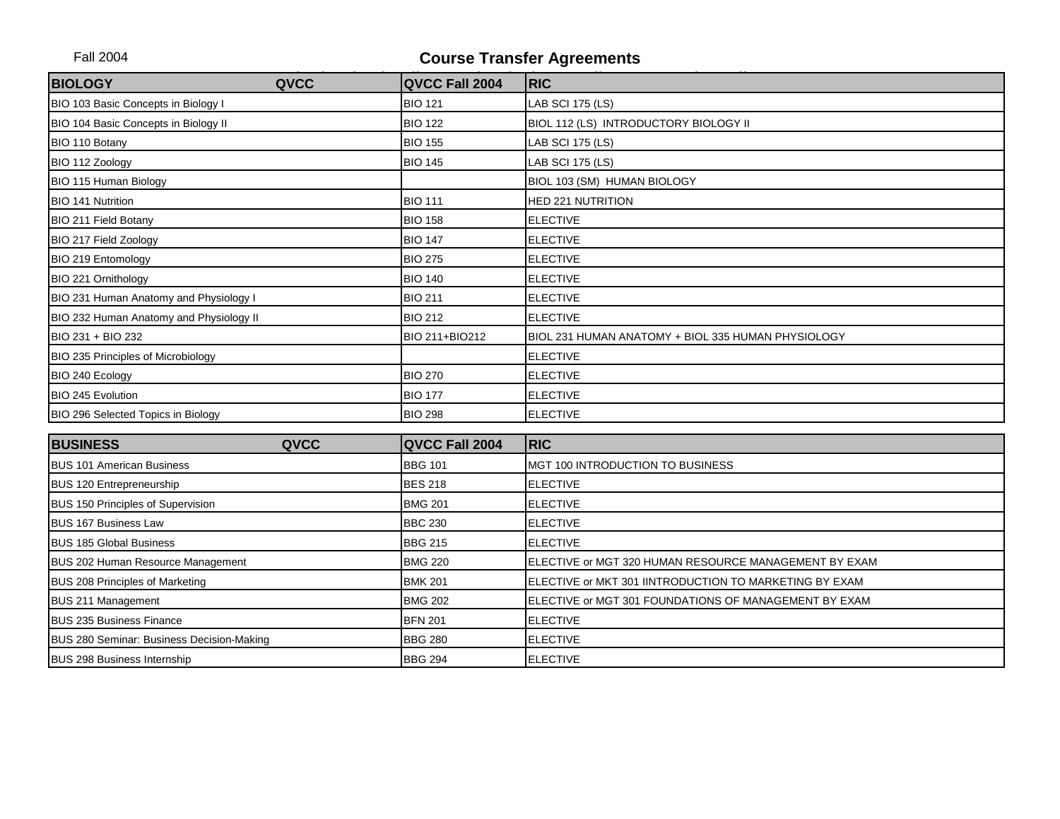Fall 2004

# Course Transfer Agreements

| BIOLOGY QVCC | QVCC Fall 2004 | RIC |
|---|---|---|
| BIO 103 Basic Concepts in Biology I | BIO 121 | LAB SCI 175 (LS) |
| BIO 104 Basic Concepts in Biology II | BIO 122 | BIOL 112 (LS) INTRODUCTORY BIOLOGY II |
| BIO 110 Botany | BIO 155 | LAB SCI 175 (LS) |
| BIO 112 Zoology | BIO 145 | LAB SCI 175 (LS) |
| BIO 115 Human Biology | | BIOL 103 (SM) HUMAN BIOLOGY |
| BIO 141 Nutrition | BIO 111 | HED 221 NUTRITION |
| BIO 211 Field Botany | BIO 158 | ELECTIVE |
| BIO 217 Field Zoology | BIO 147 | ELECTIVE |
| BIO 219 Entomology | BIO 275 | ELECTIVE |
| BIO 221 Ornithology | BIO 140 | ELECTIVE |
| BIO 231 Human Anatomy and Physiology I | BIO 211 | ELECTIVE |
| BIO 232 Human Anatomy and Physiology II | BIO 212 | ELECTIVE |
| BIO 231 + BIO 232 | BIO 211+BIO212 | BIOL 231 HUMAN ANATOMY + BIOL 335 HUMAN PHYSIOLOGY |
| BIO 235 Principles of Microbiology | | ELECTIVE |
| BIO 240 Ecology | BIO 270 | ELECTIVE |
| BIO 245 Evolution | BIO 177 | ELECTIVE |
| BIO 296 Selected Topics in Biology | BIO 298 | ELECTIVE |

| BUSINESS QVCC | QVCC Fall 2004 | RIC |
|---|---|---|
| BUS 101 American Business | BBG 101 | MGT 100 INTRODUCTION TO BUSINESS |
| BUS 120 Entrepreneurship | BES 218 | ELECTIVE |
| BUS 150 Principles of Supervision | BMG 201 | ELECTIVE |
| BUS 167 Business Law | BBC 230 | ELECTIVE |
| BUS 185 Global Business | BBG 215 | ELECTIVE |
| BUS 202 Human Resource Management | BMG 220 | ELECTIVE or MGT 320 HUMAN RESOURCE MANAGEMENT BY EXAM |
| BUS 208 Principles of Marketing | BMK 201 | ELECTIVE or MKT 301 IINTRODUCTION TO MARKETING BY EXAM |
| BUS 211 Management | BMG 202 | ELECTIVE or MGT 301 FOUNDATIONS OF MANAGEMENT BY EXAM |
| BUS 235 Business Finance | BFN 201 | ELECTIVE |
| BUS 280 Seminar: Business Decision-Making | BBG 280 | ELECTIVE |
| BUS 298 Business Internship | BBG 294 | ELECTIVE |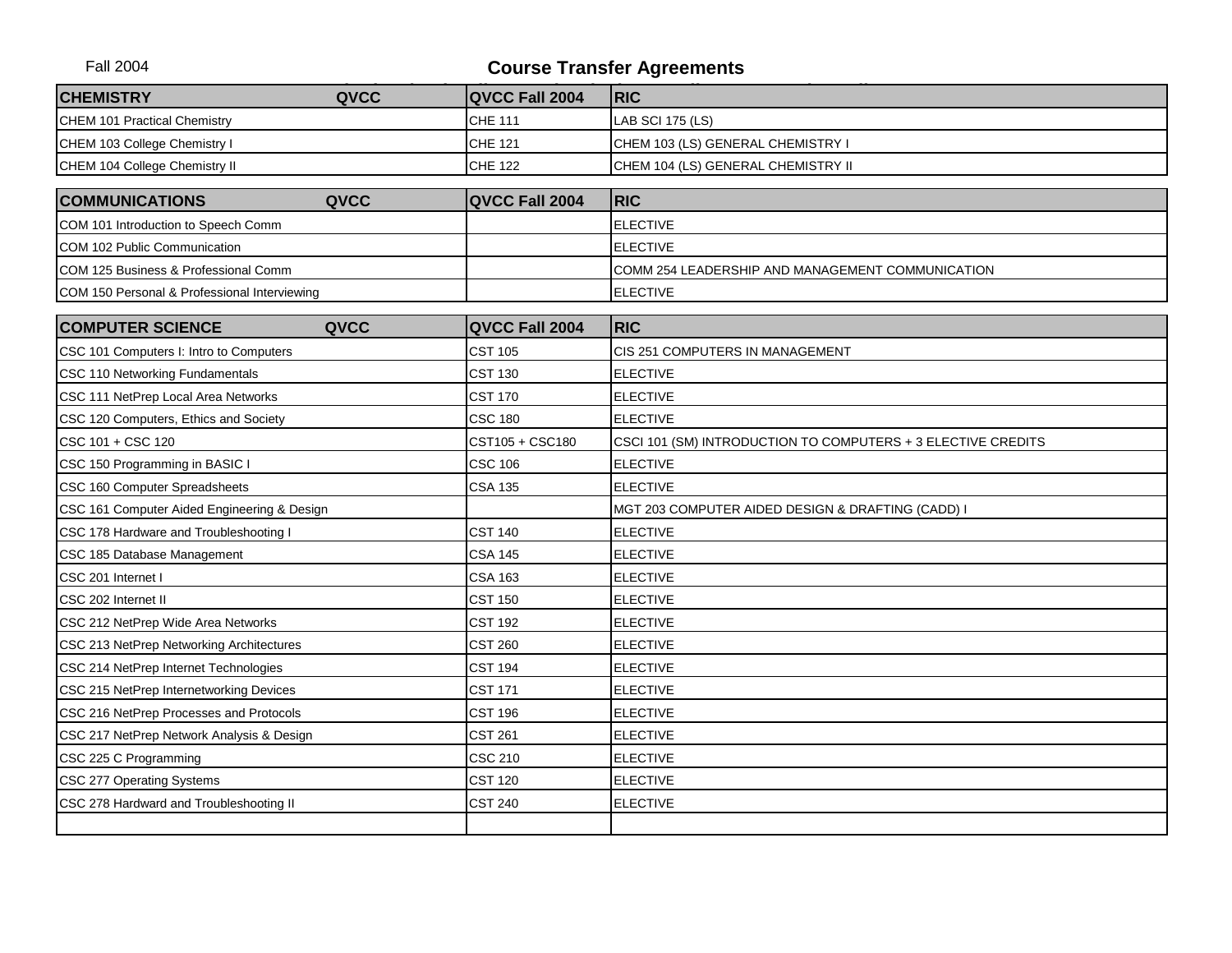Fall 2004

# Course Transfer Agreements

| CHEMISTRY QVCC | QVCC Fall 2004 | RIC |
|---|---|---|
| CHEM 101 Practical Chemistry | CHE 111 | LAB SCI 175 (LS) |
| CHEM 103 College Chemistry I | CHE 121 | CHEM 103 (LS) GENERAL CHEMISTRY I |
| CHEM 104 College Chemistry II | CHE 122 | CHEM 104 (LS) GENERAL CHEMISTRY II |

| COMMUNICATIONS QVCC | QVCC Fall 2004 | RIC |
|---|---|---|
| COM 101 Introduction to Speech Comm | | ELECTIVE |
| COM 102 Public Communication | | ELECTIVE |
| COM 125 Business & Professional Comm | | COMM 254 LEADERSHIP AND MANAGEMENT COMMUNICATION |
| COM 150 Personal & Professional Interviewing | | ELECTIVE |

| COMPUTER SCIENCE QVCC | QVCC Fall 2004 | RIC |
|---|---|---|
| CSC 101 Computers I: Intro to Computers | CST 105 | CIS 251 COMPUTERS IN MANAGEMENT |
| CSC 110 Networking Fundamentals | CST 130 | ELECTIVE |
| CSC 111 NetPrep Local Area Networks | CST 170 | ELECTIVE |
| CSC 120 Computers, Ethics and Society | CSC 180 | ELECTIVE |
| CSC 101 + CSC 120 | CST105 + CSC180 | CSCI 101 (SM) INTRODUCTION TO COMPUTERS + 3 ELECTIVE CREDITS |
| CSC 150 Programming in BASIC I | CSC 106 | ELECTIVE |
| CSC 160 Computer Spreadsheets | CSA 135 | ELECTIVE |
| CSC 161 Computer Aided Engineering & Design | | MGT 203 COMPUTER AIDED DESIGN & DRAFTING (CADD) I |
| CSC 178 Hardware and Troubleshooting I | CST 140 | ELECTIVE |
| CSC 185 Database Management | CSA 145 | ELECTIVE |
| CSC 201 Internet I | CSA 163 | ELECTIVE |
| CSC 202 Internet II | CST 150 | ELECTIVE |
| CSC 212 NetPrep Wide Area Networks | CST 192 | ELECTIVE |
| CSC 213 NetPrep Networking Architectures | CST 260 | ELECTIVE |
| CSC 214 NetPrep Internet Technologies | CST 194 | ELECTIVE |
| CSC 215 NetPrep Internetworking Devices | CST 171 | ELECTIVE |
| CSC 216 NetPrep Processes and Protocols | CST 196 | ELECTIVE |
| CSC 217 NetPrep Network Analysis & Design | CST 261 | ELECTIVE |
| CSC 225 C Programming | CSC 210 | ELECTIVE |
| CSC 277 Operating Systems | CST 120 | ELECTIVE |
| CSC 278 Hardward and Troubleshooting II | CST 240 | ELECTIVE |
| | | |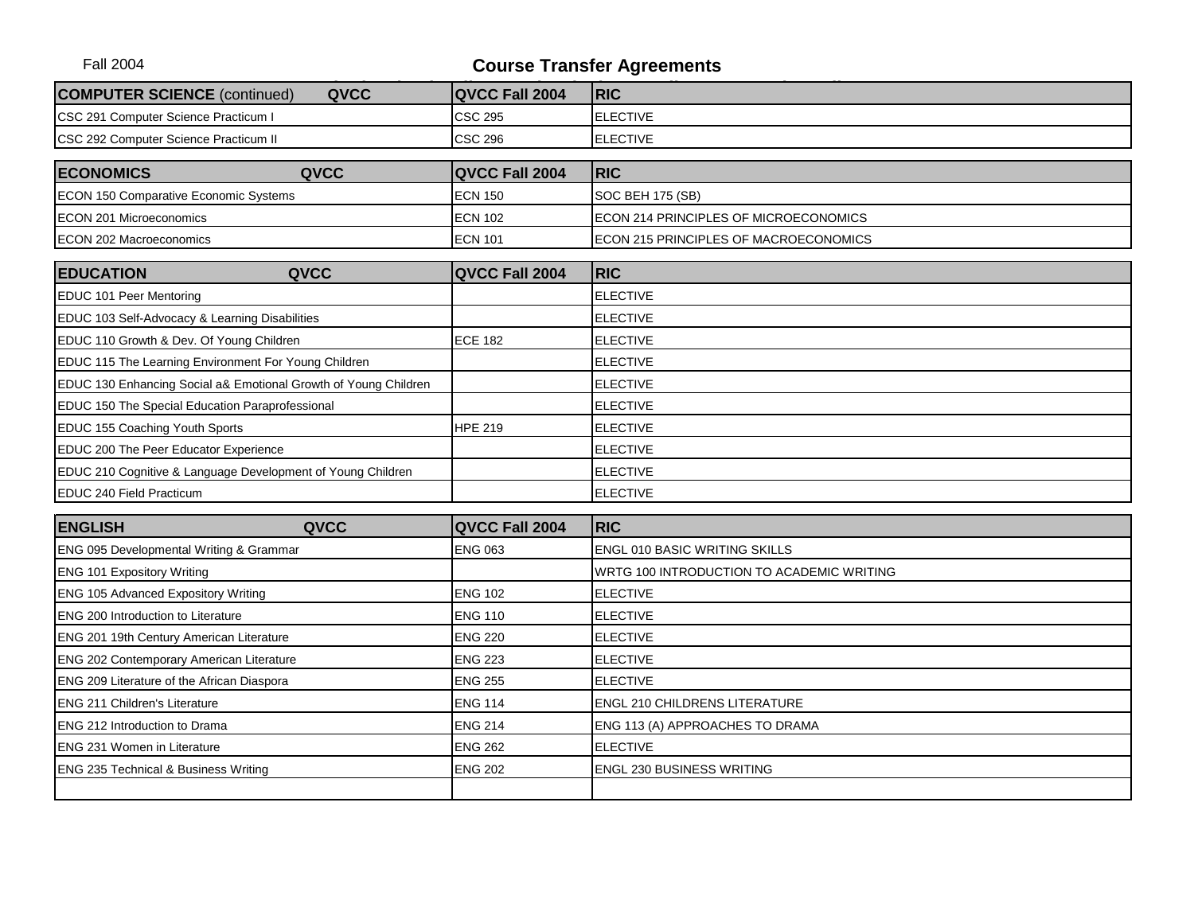Fall 2004

# Course Transfer Agreements

| COMPUTER SCIENCE (continued) QVCC | QVCC Fall 2004 | RIC |
|---|---|---|
| CSC 291 Computer Science Practicum I | CSC 295 | ELECTIVE |
| CSC 292 Computer Science Practicum II | CSC 296 | ELECTIVE |

| ECONOMICS QVCC | QVCC Fall 2004 | RIC |
|---|---|---|
| ECON 150 Comparative Economic Systems | ECN 150 | SOC BEH 175 (SB) |
| ECON 201 Microeconomics | ECN 102 | ECON 214 PRINCIPLES OF MICROECONOMICS |
| ECON 202 Macroeconomics | ECN 101 | ECON 215 PRINCIPLES OF MACROECONOMICS |

| EDUCATION QVCC | QVCC Fall 2004 | RIC |
|---|---|---|
| EDUC 101 Peer Mentoring | | ELECTIVE |
| EDUC 103 Self-Advocacy & Learning Disabilities | | ELECTIVE |
| EDUC 110 Growth & Dev. Of Young Children | ECE 182 | ELECTIVE |
| EDUC 115 The Learning Environment For Young Children | | ELECTIVE |
| EDUC 130 Enhancing Social a& Emotional Growth of Young Children | | ELECTIVE |
| EDUC 150 The Special Education Paraprofessional | | ELECTIVE |
| EDUC 155 Coaching Youth Sports | HPE 219 | ELECTIVE |
| EDUC 200 The Peer Educator Experience | | ELECTIVE |
| EDUC 210 Cognitive & Language Development of Young Children | | ELECTIVE |
| EDUC 240 Field Practicum | | ELECTIVE |

| ENGLISH QVCC | QVCC Fall 2004 | RIC |
|---|---|---|
| ENG 095 Developmental Writing & Grammar | ENG 063 | ENGL 010 BASIC WRITING SKILLS |
| ENG 101 Expository Writing | | WRTG 100 INTRODUCTION TO ACADEMIC WRITING |
| ENG 105 Advanced Expository Writing | ENG 102 | ELECTIVE |
| ENG 200 Introduction to Literature | ENG 110 | ELECTIVE |
| ENG 201 19th Century American Literature | ENG 220 | ELECTIVE |
| ENG 202 Contemporary American Literature | ENG 223 | ELECTIVE |
| ENG 209 Literature of the African Diaspora | ENG 255 | ELECTIVE |
| ENG 211 Children's Literature | ENG 114 | ENGL 210 CHILDRENS LITERATURE |
| ENG 212 Introduction to Drama | ENG 214 | ENG 113 (A) APPROACHES TO DRAMA |
| ENG 231 Women in Literature | ENG 262 | ELECTIVE |
| ENG 235 Technical & Business Writing | ENG 202 | ENGL 230 BUSINESS WRITING |
| | | |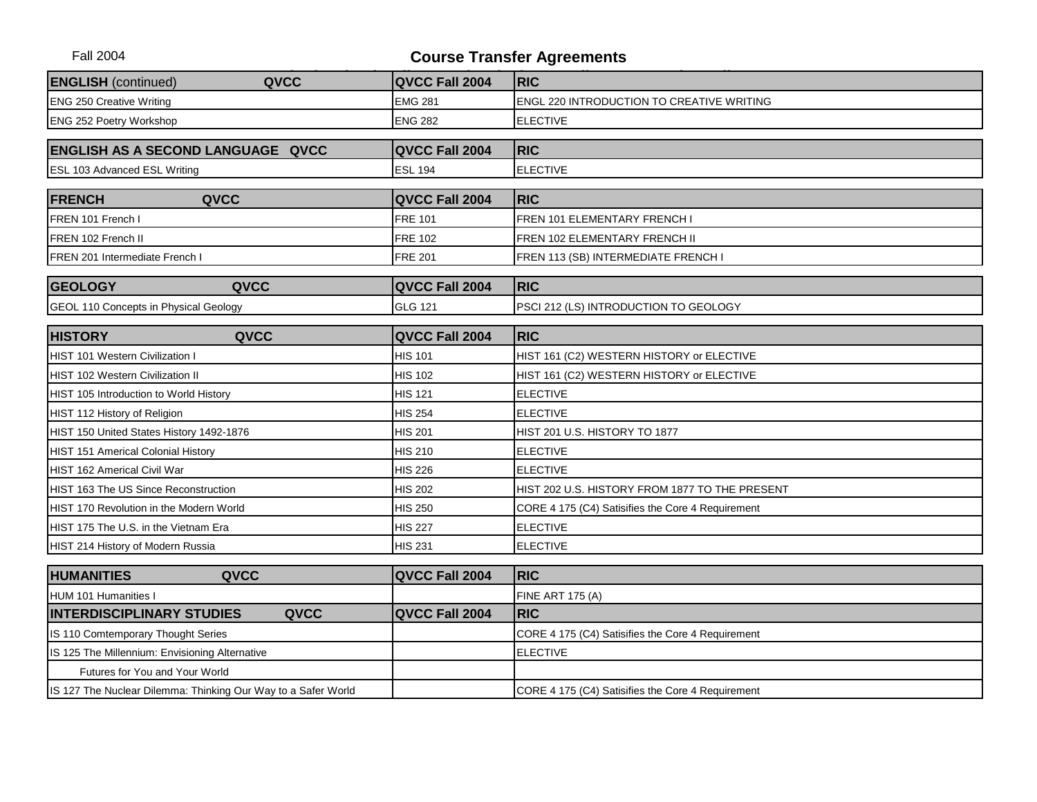Fall 2004

## Course Transfer Agreements

| ENGLISH (continued) QVCC | QVCC Fall 2004 | RIC |
|---|---|---|
| ENG 250 Creative Writing | EMG 281 | ENGL 220 INTRODUCTION TO CREATIVE WRITING |
| ENG 252 Poetry Workshop | ENG 282 | ELECTIVE |

| ENGLISH AS A SECOND LANGUAGE QVCC | QVCC Fall 2004 | RIC |
|---|---|---|
| ESL 103 Advanced ESL Writing | ESL 194 | ELECTIVE |

| FRENCH QVCC | QVCC Fall 2004 | RIC |
|---|---|---|
| FREN 101 French I | FRE 101 | FREN 101 ELEMENTARY FRENCH I |
| FREN 102 French II | FRE 102 | FREN 102 ELEMENTARY FRENCH II |
| FREN 201 Intermediate French I | FRE 201 | FREN 113 (SB) INTERMEDIATE FRENCH I |

| GEOLOGY QVCC | QVCC Fall 2004 | RIC |
|---|---|---|
| GEOL 110 Concepts in Physical Geology | GLG 121 | PSCI 212 (LS) INTRODUCTION TO GEOLOGY |

| HISTORY QVCC | QVCC Fall 2004 | RIC |
|---|---|---|
| HIST 101 Western Civilization I | HIS 101 | HIST 161 (C2) WESTERN HISTORY or ELECTIVE |
| HIST 102 Western Civilization II | HIS 102 | HIST 161 (C2) WESTERN HISTORY or ELECTIVE |
| HIST 105 Introduction to World History | HIS 121 | ELECTIVE |
| HIST 112 History of Religion | HIS 254 | ELECTIVE |
| HIST 150 United States History 1492-1876 | HIS 201 | HIST 201 U.S. HISTORY TO 1877 |
| HIST 151 Americal Colonial History | HIS 210 | ELECTIVE |
| HIST 162 Americal Civil War | HIS 226 | ELECTIVE |
| HIST 163 The US Since Reconstruction | HIS 202 | HIST 202 U.S. HISTORY FROM 1877 TO THE PRESENT |
| HIST 170 Revolution in the Modern World | HIS 250 | CORE 4 175 (C4) Satisifies the Core 4 Requirement |
| HIST 175 The U.S. in the Vietnam Era | HIS 227 | ELECTIVE |
| HIST 214 History of Modern Russia | HIS 231 | ELECTIVE |

| HUMANITIES QVCC | QVCC Fall 2004 | RIC |
|---|---|---|
| HUM 101 Humanities I | | FINE ART 175 (A) |
| **INTERDISCIPLINARY STUDIES QVCC** | **QVCC Fall 2004** | **RIC** |
| IS 110 Comtemporary Thought Series | | CORE 4 175 (C4) Satisifies the Core 4 Requirement |
| IS 125 The Millennium: Envisioning Alternative | | ELECTIVE |
| Futures for You and Your World | | |
| IS 127 The Nuclear Dilemma: Thinking Our Way to a Safer World | | CORE 4 175 (C4) Satisifies the Core 4 Requirement |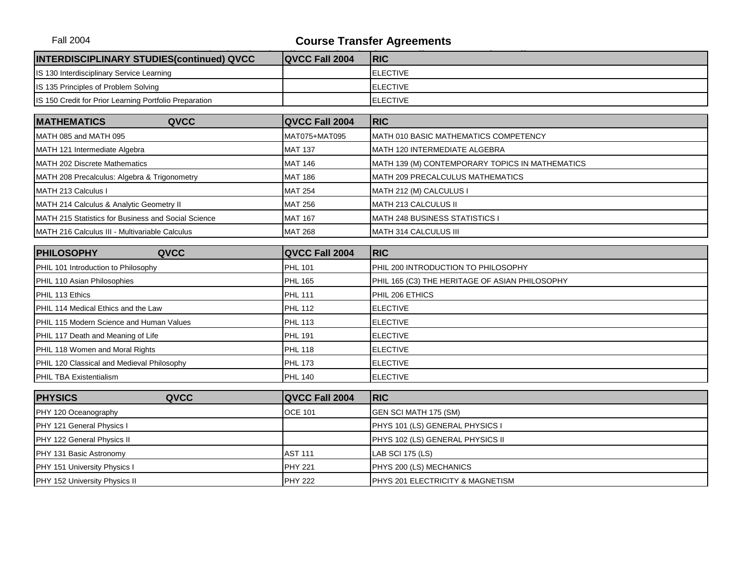Fall 2004

# Course Transfer Agreements

| INTERDISCIPLINARY STUDIES(continued) QVCC | QVCC Fall 2004 | RIC |
|---|---|---|
| IS 130 Interdisciplinary Service Learning | | ELECTIVE |
| IS 135 Principles of Problem Solving | | ELECTIVE |
| IS 150 Credit for Prior Learning Portfolio Preparation | | ELECTIVE |

| MATHEMATICS QVCC | QVCC Fall 2004 | RIC |
|---|---|---|
| MATH 085 and MATH 095 | MAT075+MAT095 | MATH 010 BASIC MATHEMATICS COMPETENCY |
| MATH 121 Intermediate Algebra | MAT 137 | MATH 120 INTERMEDIATE ALGEBRA |
| MATH 202 Discrete Mathematics | MAT 146 | MATH 139 (M) CONTEMPORARY TOPICS IN MATHEMATICS |
| MATH 208 Precalculus: Algebra & Trigonometry | MAT 186 | MATH 209 PRECALCULUS MATHEMATICS |
| MATH 213 Calculus I | MAT 254 | MATH 212 (M) CALCULUS I |
| MATH 214 Calculus & Analytic Geometry II | MAT 256 | MATH 213 CALCULUS II |
| MATH 215 Statistics for Business and Social Science | MAT 167 | MATH 248 BUSINESS STATISTICS I |
| MATH 216 Calculus III - Multivariable Calculus | MAT 268 | MATH 314 CALCULUS III |

| PHILOSOPHY QVCC | QVCC Fall 2004 | RIC |
|---|---|---|
| PHIL 101 Introduction to Philosophy | PHL 101 | PHIL 200 INTRODUCTION TO PHILOSOPHY |
| PHIL 110 Asian Philosophies | PHL 165 | PHIL 165 (C3) THE HERITAGE OF ASIAN PHILOSOPHY |
| PHIL 113 Ethics | PHL 111 | PHIL 206 ETHICS |
| PHIL 114 Medical Ethics and the Law | PHL 112 | ELECTIVE |
| PHIL 115 Modern Science and Human Values | PHL 113 | ELECTIVE |
| PHIL 117 Death and Meaning of Life | PHL 191 | ELECTIVE |
| PHIL 118 Women and Moral Rights | PHL 118 | ELECTIVE |
| PHIL 120 Classical and Medieval Philosophy | PHL 173 | ELECTIVE |
| PHIL TBA Existentialism | PHL 140 | ELECTIVE |

| PHYSICS QVCC | QVCC Fall 2004 | RIC |
|---|---|---|
| PHY 120 Oceanography | OCE 101 | GEN SCI MATH 175 (SM) |
| PHY 121 General Physics I | | PHYS 101 (LS) GENERAL PHYSICS I |
| PHY 122 General Physics II | | PHYS 102 (LS) GENERAL PHYSICS II |
| PHY 131 Basic Astronomy | AST 111 | LAB SCI 175 (LS) |
| PHY 151 University Physics I | PHY 221 | PHYS 200 (LS) MECHANICS |
| PHY 152 University Physics II | PHY 222 | PHYS 201 ELECTRICITY & MAGNETISM |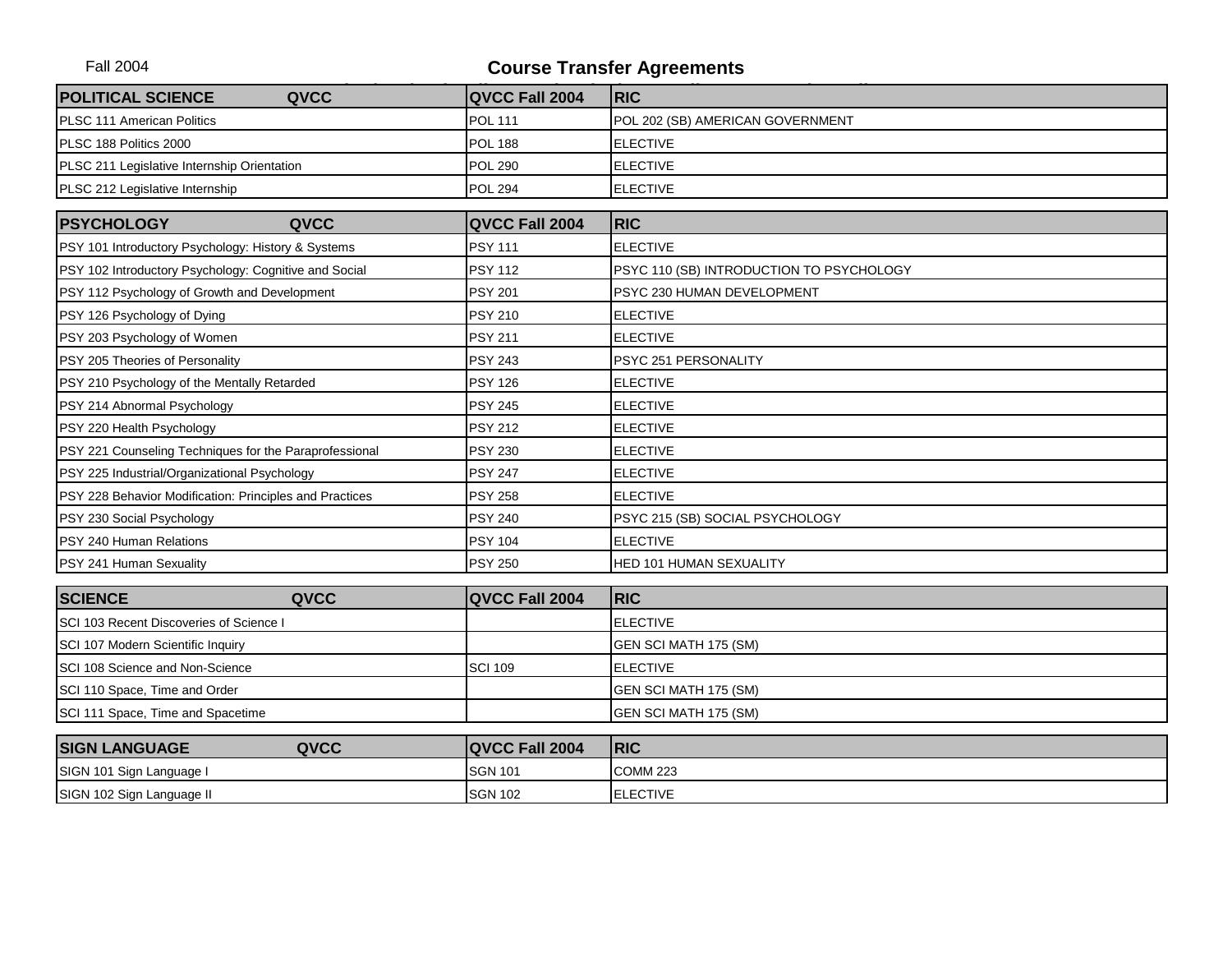Fall 2004

# Course Transfer Agreements

| POLITICAL SCIENCE QVCC | QVCC Fall 2004 | RIC |
|---|---|---|
| PLSC 111 American Politics | POL 111 | POL 202 (SB) AMERICAN GOVERNMENT |
| PLSC 188 Politics 2000 | POL 188 | ELECTIVE |
| PLSC 211 Legislative Internship Orientation | POL 290 | ELECTIVE |
| PLSC 212 Legislative Internship | POL 294 | ELECTIVE |

| PSYCHOLOGY QVCC | QVCC Fall 2004 | RIC |
|---|---|---|
| PSY 101 Introductory Psychology: History & Systems | PSY 111 | ELECTIVE |
| PSY 102 Introductory Psychology: Cognitive and Social | PSY 112 | PSYC 110 (SB) INTRODUCTION TO PSYCHOLOGY |
| PSY 112 Psychology of Growth and Development | PSY 201 | PSYC 230 HUMAN DEVELOPMENT |
| PSY 126 Psychology of Dying | PSY 210 | ELECTIVE |
| PSY 203 Psychology of Women | PSY 211 | ELECTIVE |
| PSY 205 Theories of Personality | PSY 243 | PSYC 251 PERSONALITY |
| PSY 210 Psychology of the Mentally Retarded | PSY 126 | ELECTIVE |
| PSY 214 Abnormal Psychology | PSY 245 | ELECTIVE |
| PSY 220 Health Psychology | PSY 212 | ELECTIVE |
| PSY 221 Counseling Techniques for the Paraprofessional | PSY 230 | ELECTIVE |
| PSY 225 Industrial/Organizational Psychology | PSY 247 | ELECTIVE |
| PSY 228 Behavior Modification: Principles and Practices | PSY 258 | ELECTIVE |
| PSY 230 Social Psychology | PSY 240 | PSYC 215 (SB) SOCIAL PSYCHOLOGY |
| PSY 240 Human Relations | PSY 104 | ELECTIVE |
| PSY 241 Human Sexuality | PSY 250 | HED 101 HUMAN SEXUALITY |

| SCIENCE QVCC | QVCC Fall 2004 | RIC |
|---|---|---|
| SCI 103 Recent Discoveries of Science I | | ELECTIVE |
| SCI 107 Modern Scientific Inquiry | | GEN SCI MATH 175 (SM) |
| SCI 108 Science and Non-Science | SCI 109 | ELECTIVE |
| SCI 110 Space, Time and Order | | GEN SCI MATH 175 (SM) |
| SCI 111 Space, Time and Spacetime | | GEN SCI MATH 175 (SM) |

| SIGN LANGUAGE QVCC | QVCC Fall 2004 | RIC |
|---|---|---|
| SIGN 101 Sign Language I | SGN 101 | COMM 223 |
| SIGN 102 Sign Language II | SGN 102 | ELECTIVE |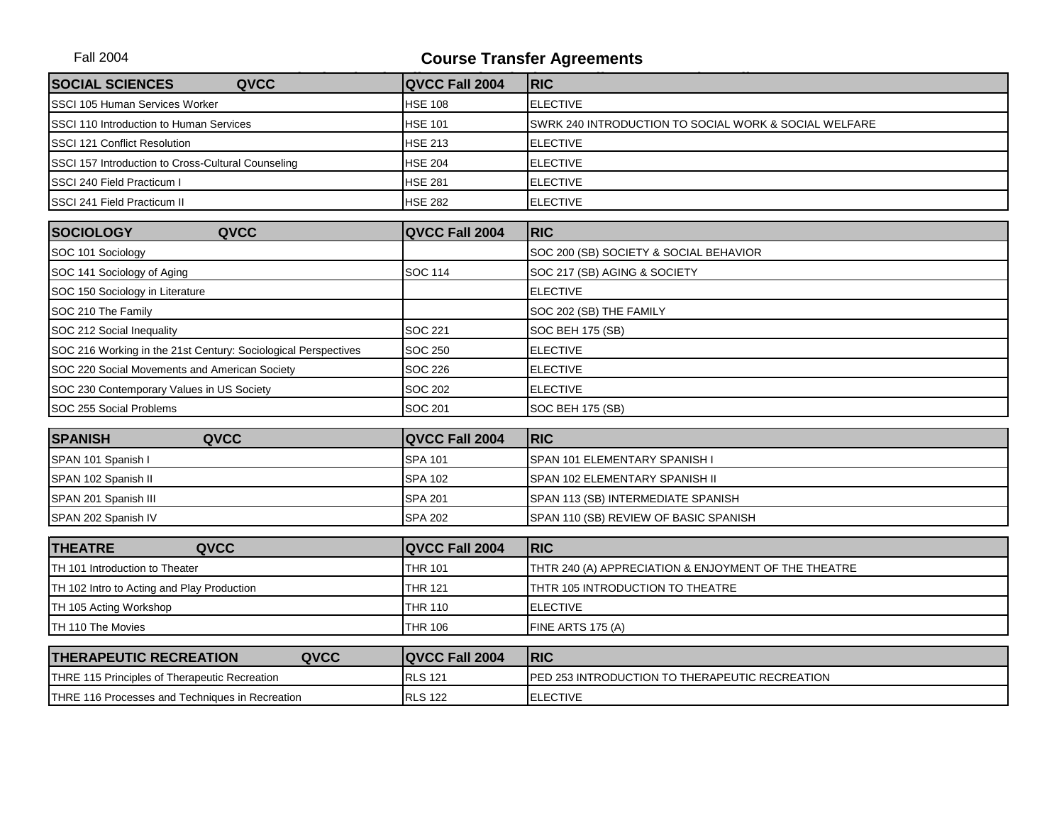Fall 2004

# Course Transfer Agreements

| SOCIAL SCIENCES QVCC | QVCC Fall 2004 | RIC |
|---|---|---|
| SSCI 105 Human Services Worker | HSE 108 | ELECTIVE |
| SSCI 110 Introduction to Human Services | HSE 101 | SWRK 240 INTRODUCTION TO SOCIAL WORK & SOCIAL WELFARE |
| SSCI 121 Conflict Resolution | HSE 213 | ELECTIVE |
| SSCI 157 Introduction to Cross-Cultural Counseling | HSE 204 | ELECTIVE |
| SSCI 240 Field Practicum I | HSE 281 | ELECTIVE |
| SSCI 241 Field Practicum II | HSE 282 | ELECTIVE |

| SOCIOLOGY QVCC | QVCC Fall 2004 | RIC |
|---|---|---|
| SOC 101 Sociology | | SOC 200 (SB) SOCIETY & SOCIAL BEHAVIOR |
| SOC 141 Sociology of Aging | SOC 114 | SOC 217 (SB) AGING & SOCIETY |
| SOC 150 Sociology in Literature | | ELECTIVE |
| SOC 210 The Family | | SOC 202 (SB) THE FAMILY |
| SOC 212 Social Inequality | SOC 221 | SOC BEH 175 (SB) |
| SOC 216 Working in the 21st Century: Sociological Perspectives | SOC 250 | ELECTIVE |
| SOC 220 Social Movements and American Society | SOC 226 | ELECTIVE |
| SOC 230 Contemporary Values in US Society | SOC 202 | ELECTIVE |
| SOC 255 Social Problems | SOC 201 | SOC BEH 175 (SB) |

| SPANISH QVCC | QVCC Fall 2004 | RIC |
|---|---|---|
| SPAN 101 Spanish I | SPA 101 | SPAN 101 ELEMENTARY SPANISH I |
| SPAN 102 Spanish II | SPA 102 | SPAN 102 ELEMENTARY SPANISH II |
| SPAN 201 Spanish III | SPA 201 | SPAN 113 (SB) INTERMEDIATE SPANISH |
| SPAN 202 Spanish IV | SPA 202 | SPAN 110 (SB) REVIEW OF BASIC SPANISH |

| THEATRE QVCC | QVCC Fall 2004 | RIC |
|---|---|---|
| TH 101 Introduction to Theater | THR 101 | THTR 240 (A) APPRECIATION & ENJOYMENT OF THE THEATRE |
| TH 102 Intro to Acting and Play Production | THR 121 | THTR 105 INTRODUCTION TO THEATRE |
| TH 105 Acting Workshop | THR 110 | ELECTIVE |
| TH 110 The Movies | THR 106 | FINE ARTS 175 (A) |

| THERAPEUTIC RECREATION QVCC | QVCC Fall 2004 | RIC |
|---|---|---|
| THRE 115 Principles of Therapeutic Recreation | RLS 121 | PED 253 INTRODUCTION TO THERAPEUTIC RECREATION |
| THRE 116 Processes and Techniques in Recreation | RLS 122 | ELECTIVE |